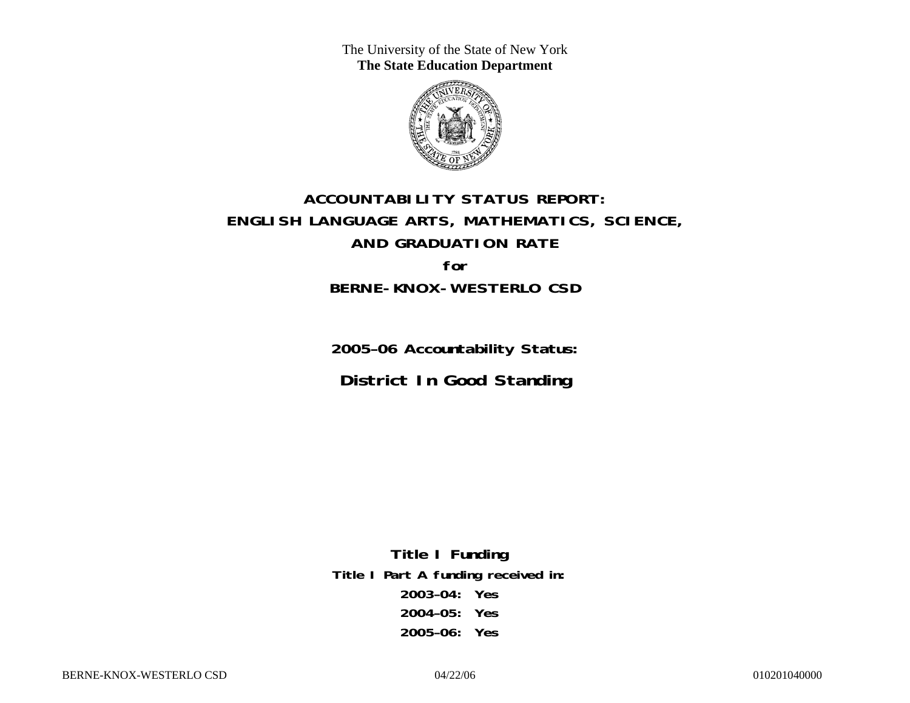The University of the State of New York
**The State Education Department**

# ACCOUNTABILITY STATUS REPORT: ENGLISH LANGUAGE ARTS, MATHEMATICS, SCIENCE, AND GRADUATION RATE

**for**

## BERNE-KNOX-WESTERLO CSD

**2005–06 Accountability Status:**

## District In Good Standing

**Title I Funding**

**Title I Part A funding received in:**

**2003–04: Yes**

**2004–05: Yes**

**2005–06: Yes**

BERNE-KNOX-WESTERLO CSD 04/22/06 010201040000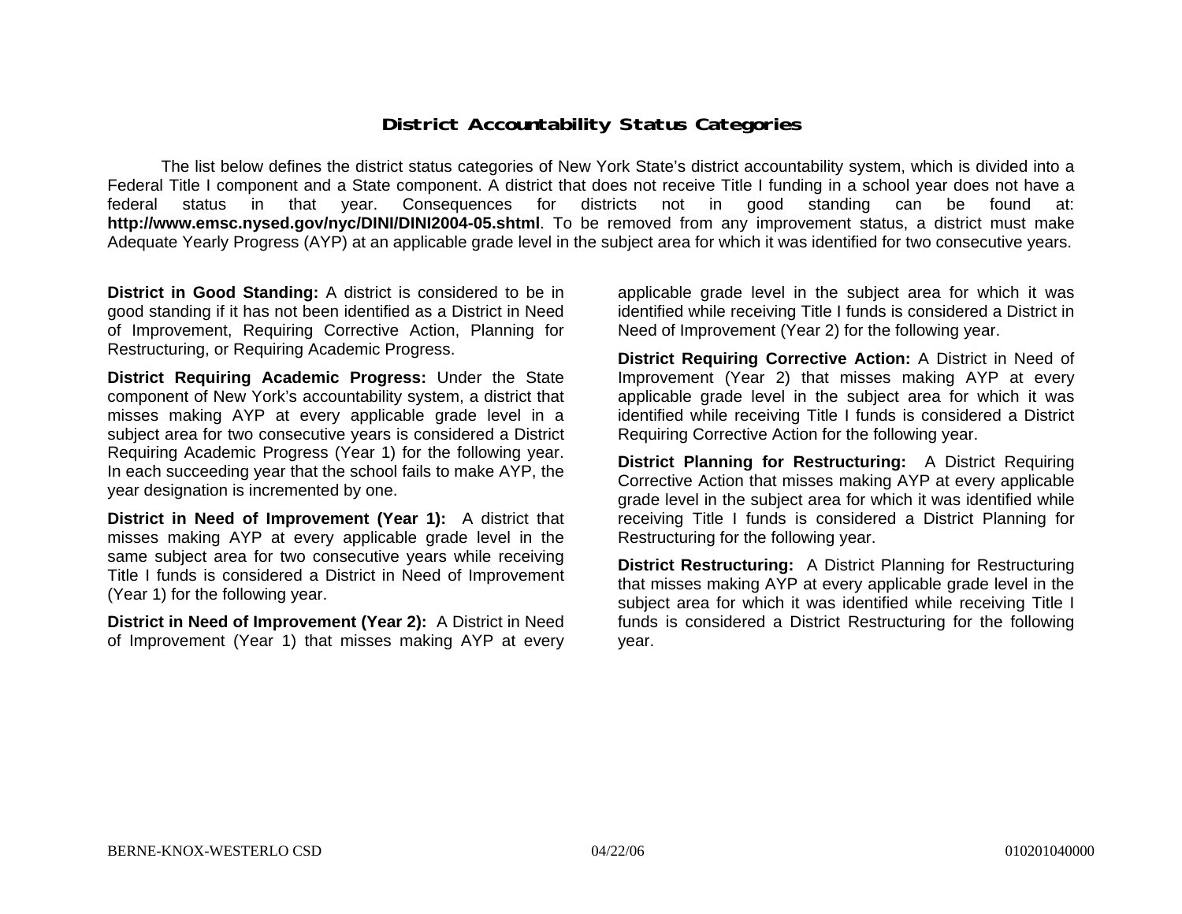# District Accountability Status Categories

The list below defines the district status categories of New York State's district accountability system, which is divided into a Federal Title I component and a State component. A district that does not receive Title I funding in a school year does not have a federal status in that year. Consequences for districts not in good standing can be found at: **http://www.emsc.nysed.gov/nyc/DINI/DINI2004-05.shtml**. To be removed from any improvement status, a district must make Adequate Yearly Progress (AYP) at an applicable grade level in the subject area for which it was identified for two consecutive years.

**District in Good Standing:** A district is considered to be in good standing if it has not been identified as a District in Need of Improvement, Requiring Corrective Action, Planning for Restructuring, or Requiring Academic Progress.

**District Requiring Academic Progress:** Under the State component of New York's accountability system, a district that misses making AYP at every applicable grade level in a subject area for two consecutive years is considered a District Requiring Academic Progress (Year 1) for the following year. In each succeeding year that the school fails to make AYP, the year designation is incremented by one.

**District in Need of Improvement (Year 1):** A district that misses making AYP at every applicable grade level in the same subject area for two consecutive years while receiving Title I funds is considered a District in Need of Improvement (Year 1) for the following year.

**District in Need of Improvement (Year 2):** A District in Need of Improvement (Year 1) that misses making AYP at every applicable grade level in the subject area for which it was identified while receiving Title I funds is considered a District in Need of Improvement (Year 2) for the following year.

**District Requiring Corrective Action:** A District in Need of Improvement (Year 2) that misses making AYP at every applicable grade level in the subject area for which it was identified while receiving Title I funds is considered a District Requiring Corrective Action for the following year.

**District Planning for Restructuring:** A District Requiring Corrective Action that misses making AYP at every applicable grade level in the subject area for which it was identified while receiving Title I funds is considered a District Planning for Restructuring for the following year.

**District Restructuring:** A District Planning for Restructuring that misses making AYP at every applicable grade level in the subject area for which it was identified while receiving Title I funds is considered a District Restructuring for the following year.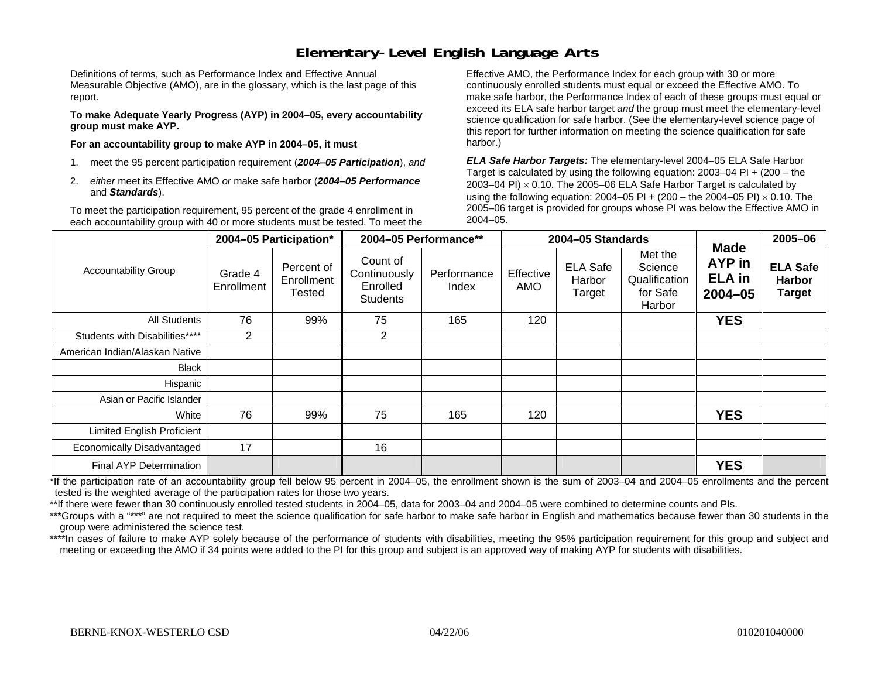# Elementary-Level English Language Arts

Definitions of terms, such as Performance Index and Effective Annual Measurable Objective (AMO), are in the glossary, which is the last page of this report.

**To make Adequate Yearly Progress (AYP) in 2004–05, every accountability group must make AYP.**

**For an accountability group to make AYP in 2004–05, it must**

1. meet the 95 percent participation requirement (***2004–05 Participation***), *and*
2. *either* meet its Effective AMO *or* make safe harbor (***2004–05 Performance*** and ***Standards***).

To meet the participation requirement, 95 percent of the grade 4 enrollment in each accountability group with 40 or more students must be tested. To meet the Effective AMO, the Performance Index for each group with 30 or more continuously enrolled students must equal or exceed the Effective AMO. To make safe harbor, the Performance Index of each of these groups must equal or exceed its ELA safe harbor target *and* the group must meet the elementary-level science qualification for safe harbor. (See the elementary-level science page of this report for further information on meeting the science qualification for safe harbor.)

***ELA Safe Harbor Targets:*** The elementary-level 2004–05 ELA Safe Harbor Target is calculated by using the following equation: 2003–04 PI + (200 – the 2003–04 PI) $\times$ 0.10. The 2005–06 ELA Safe Harbor Target is calculated by using the following equation: 2004–05 PI + (200 – the 2004–05 PI) $\times$ 0.10. The 2005–06 target is provided for groups whose PI was below the Effective AMO in 2004–05.

| Accountability Group | 2004–05 Participation* | | 2004–05 Performance** | | 2004–05 Standards | | | Made AYP in ELA in 2004–05 | 2005–06 |
|---|---|---|---|---|---|---|---|---|---|
| | Grade 4 Enrollment | Percent of Enrollment Tested | Count of Continuously Enrolled Students | Performance Index | Effective AMO | ELA Safe Harbor Target | Met the Science Qualification for Safe Harbor | | ELA Safe Harbor Target |
| All Students | 76 | 99% | 75 | 165 | 120 | | | **YES** | |
| Students with Disabilities**** | 2 | | 2 | | | | | | |
| American Indian/Alaskan Native | | | | | | | | | |
| Black | | | | | | | | | |
| Hispanic | | | | | | | | | |
| Asian or Pacific Islander | | | | | | | | | |
| White | 76 | 99% | 75 | 165 | 120 | | | **YES** | |
| Limited English Proficient | | | | | | | | | |
| Economically Disadvantaged | 17 | | 16 | | | | | | |
| Final AYP Determination | | | | | | | | **YES** | |

*If the participation rate of an accountability group fell below 95 percent in 2004–05, the enrollment shown is the sum of 2003–04 and 2004–05 enrollments and the percent tested is the weighted average of the participation rates for those two years.

**If there were fewer than 30 continuously enrolled tested students in 2004–05, data for 2003–04 and 2004–05 were combined to determine counts and PIs.

***Groups with a "***" are not required to meet the science qualification for safe harbor to make safe harbor in English and mathematics because fewer than 30 students in the group were administered the science test.

****In cases of failure to make AYP solely because of the performance of students with disabilities, meeting the 95% participation requirement for this group and subject and meeting or exceeding the AMO if 34 points were added to the PI for this group and subject is an approved way of making AYP for students with disabilities.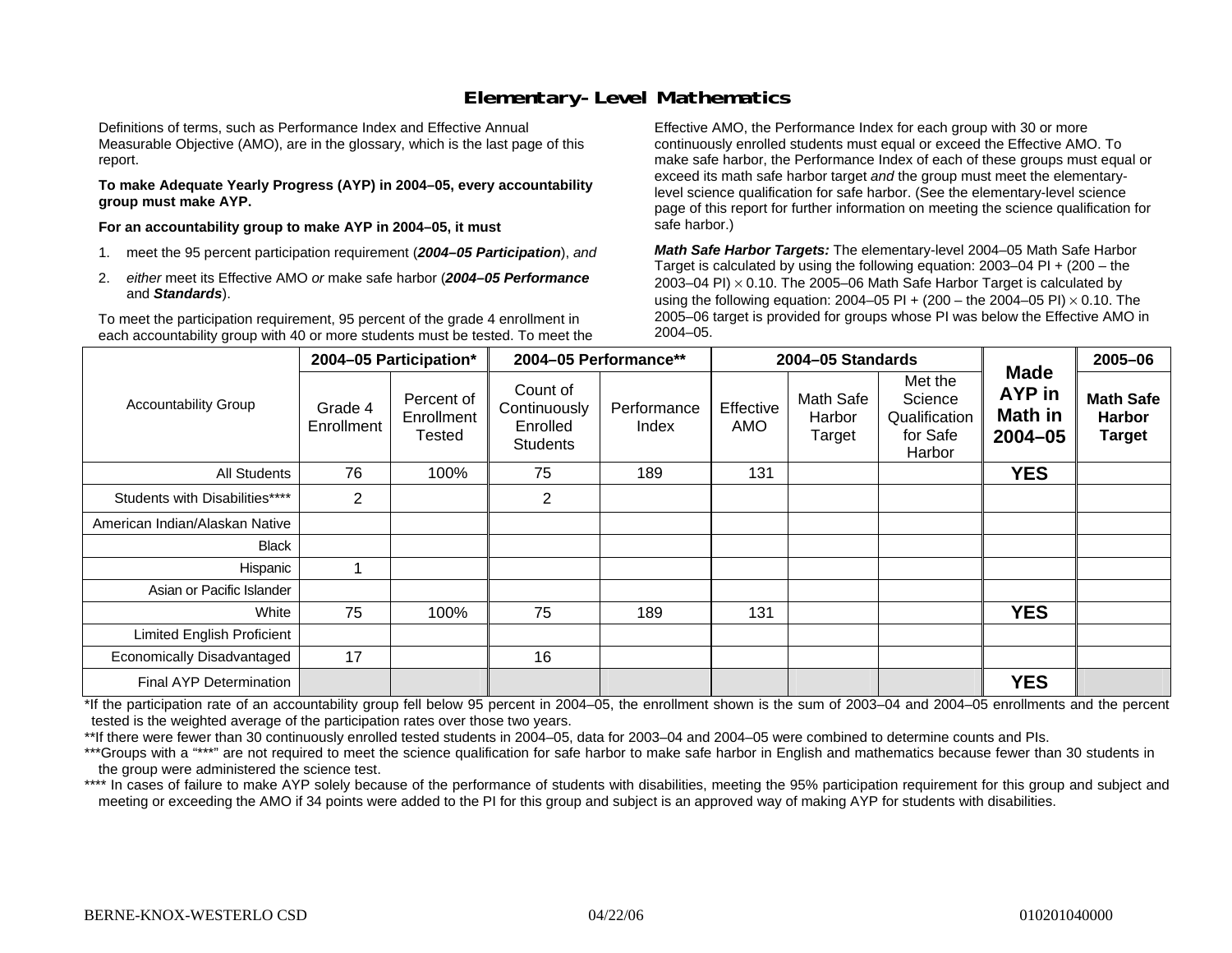# Elementary-Level Mathematics

Definitions of terms, such as Performance Index and Effective Annual Measurable Objective (AMO), are in the glossary, which is the last page of this report.

**To make Adequate Yearly Progress (AYP) in 2004–05, every accountability group must make AYP.**

**For an accountability group to make AYP in 2004–05, it must**

1. meet the 95 percent participation requirement (***2004–05 Participation***), *and*
2. *either* meet its Effective AMO *or* make safe harbor (***2004–05 Performance*** and ***Standards***).

To meet the participation requirement, 95 percent of the grade 4 enrollment in each accountability group with 40 or more students must be tested. To meet the Effective AMO, the Performance Index for each group with 30 or more continuously enrolled students must equal or exceed the Effective AMO. To make safe harbor, the Performance Index of each of these groups must equal or exceed its math safe harbor target *and* the group must meet the elementary-level science qualification for safe harbor. (See the elementary-level science page of this report for further information on meeting the science qualification for safe harbor.)

***Math Safe Harbor Targets:*** The elementary-level 2004–05 Math Safe Harbor Target is calculated by using the following equation: 2003–04 PI + (200 – the 2003–04 PI) $\times$ 0.10. The 2005–06 Math Safe Harbor Target is calculated by using the following equation: 2004–05 PI + (200 – the 2004–05 PI) $\times$ 0.10. The 2005–06 target is provided for groups whose PI was below the Effective AMO in 2004–05.

| Accountability Group | 2004–05 Participation* | | 2004–05 Performance** | | 2004–05 Standards | | | Made AYP in Math in 2004–05 | 2005–06 |
|---|---|---|---|---|---|---|---|---|---|
| | Grade 4 Enrollment | Percent of Enrollment Tested | Count of Continuously Enrolled Students | Performance Index | Effective AMO | Math Safe Harbor Target | Met the Science Qualification for Safe Harbor | | Math Safe Harbor Target |
| All Students | 76 | 100% | 75 | 189 | 131 | | | **YES** | |
| Students with Disabilities**** | 2 | | 2 | | | | | | |
| American Indian/Alaskan Native | | | | | | | | | |
| Black | | | | | | | | | |
| Hispanic | 1 | | | | | | | | |
| Asian or Pacific Islander | | | | | | | | | |
| White | 75 | 100% | 75 | 189 | 131 | | | **YES** | |
| Limited English Proficient | | | | | | | | | |
| Economically Disadvantaged | 17 | | 16 | | | | | | |
| Final AYP Determination | | | | | | | | **YES** | |

*If the participation rate of an accountability group fell below 95 percent in 2004–05, the enrollment shown is the sum of 2003–04 and 2004–05 enrollments and the percent tested is the weighted average of the participation rates over those two years.

**If there were fewer than 30 continuously enrolled tested students in 2004–05, data for 2003–04 and 2004–05 were combined to determine counts and PIs.

***Groups with a "***" are not required to meet the science qualification for safe harbor to make safe harbor in English and mathematics because fewer than 30 students in the group were administered the science test.

**** In cases of failure to make AYP solely because of the performance of students with disabilities, meeting the 95% participation requirement for this group and subject and meeting or exceeding the AMO if 34 points were added to the PI for this group and subject is an approved way of making AYP for students with disabilities.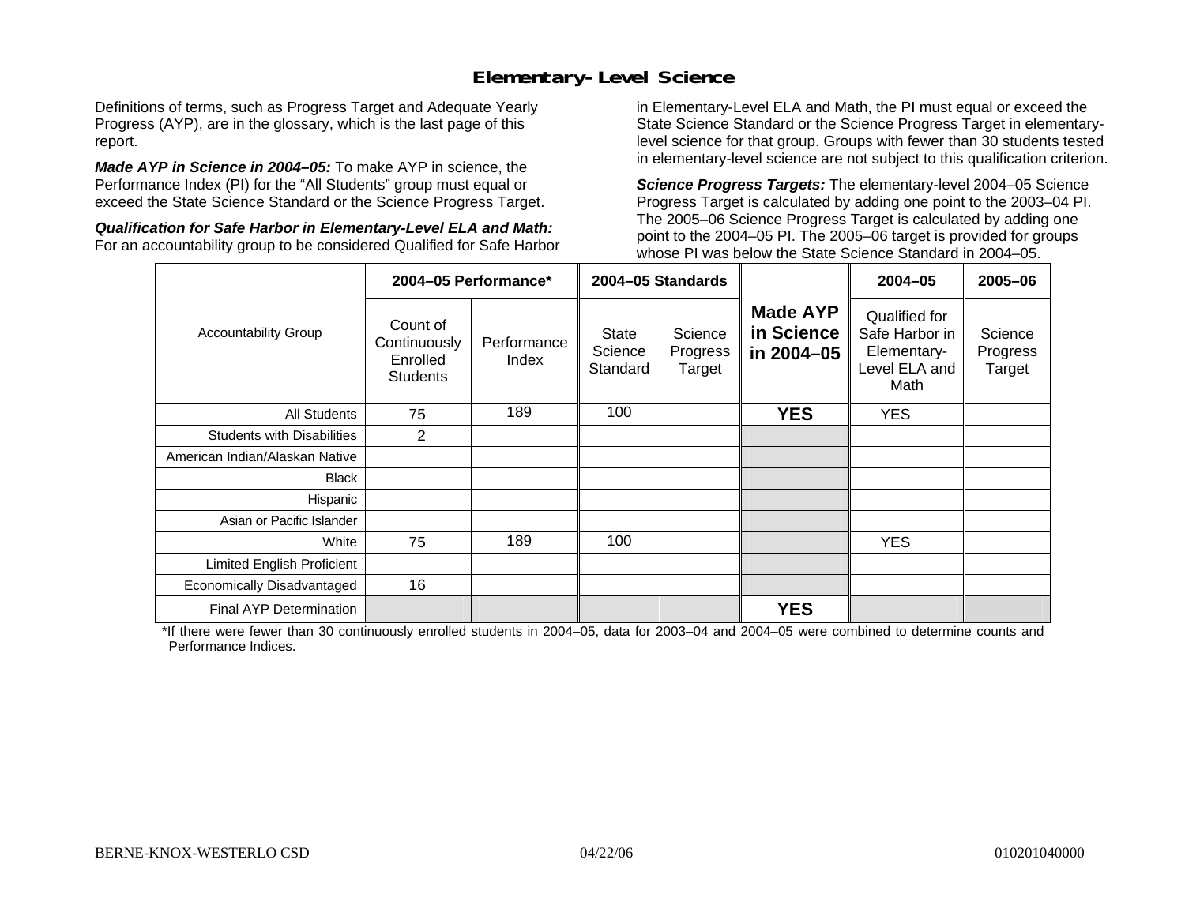# Elementary-Level Science

Definitions of terms, such as Progress Target and Adequate Yearly Progress (AYP), are in the glossary, which is the last page of this report.

***Made AYP in Science in 2004–05:*** To make AYP in science, the Performance Index (PI) for the "All Students" group must equal or exceed the State Science Standard or the Science Progress Target.

***Qualification for Safe Harbor in Elementary-Level ELA and Math:*** For an accountability group to be considered Qualified for Safe Harbor in Elementary-Level ELA and Math, the PI must equal or exceed the State Science Standard or the Science Progress Target in elementary-level science for that group. Groups with fewer than 30 students tested in elementary-level science are not subject to this qualification criterion.

***Science Progress Targets:*** The elementary-level 2004–05 Science Progress Target is calculated by adding one point to the 2003–04 PI. The 2005–06 Science Progress Target is calculated by adding one point to the 2004–05 PI. The 2005–06 target is provided for groups whose PI was below the State Science Standard in 2004–05.

| Accountability Group | 2004–05 Performance* | | 2004–05 Standards | | Made AYP in Science in 2004–05 | 2004–05 | 2005–06 |
|---|---|---|---|---|---|---|---|
| | Count of Continuously Enrolled Students | Performance Index | State Science Standard | Science Progress Target | | Qualified for Safe Harbor in Elementary-Level ELA and Math | Science Progress Target |
| All Students | 75 | 189 | 100 | | **YES** | YES | |
| Students with Disabilities | 2 | | | | | | |
| American Indian/Alaskan Native | | | | | | | |
| Black | | | | | | | |
| Hispanic | | | | | | | |
| Asian or Pacific Islander | | | | | | | |
| White | 75 | 189 | 100 | | | YES | |
| Limited English Proficient | | | | | | | |
| Economically Disadvantaged | 16 | | | | | | |
| Final AYP Determination | | | | | **YES** | | |

*If there were fewer than 30 continuously enrolled students in 2004–05, data for 2003–04 and 2004–05 were combined to determine counts and Performance Indices.

BERNE-KNOX-WESTERLO CSD 04/22/06 010201040000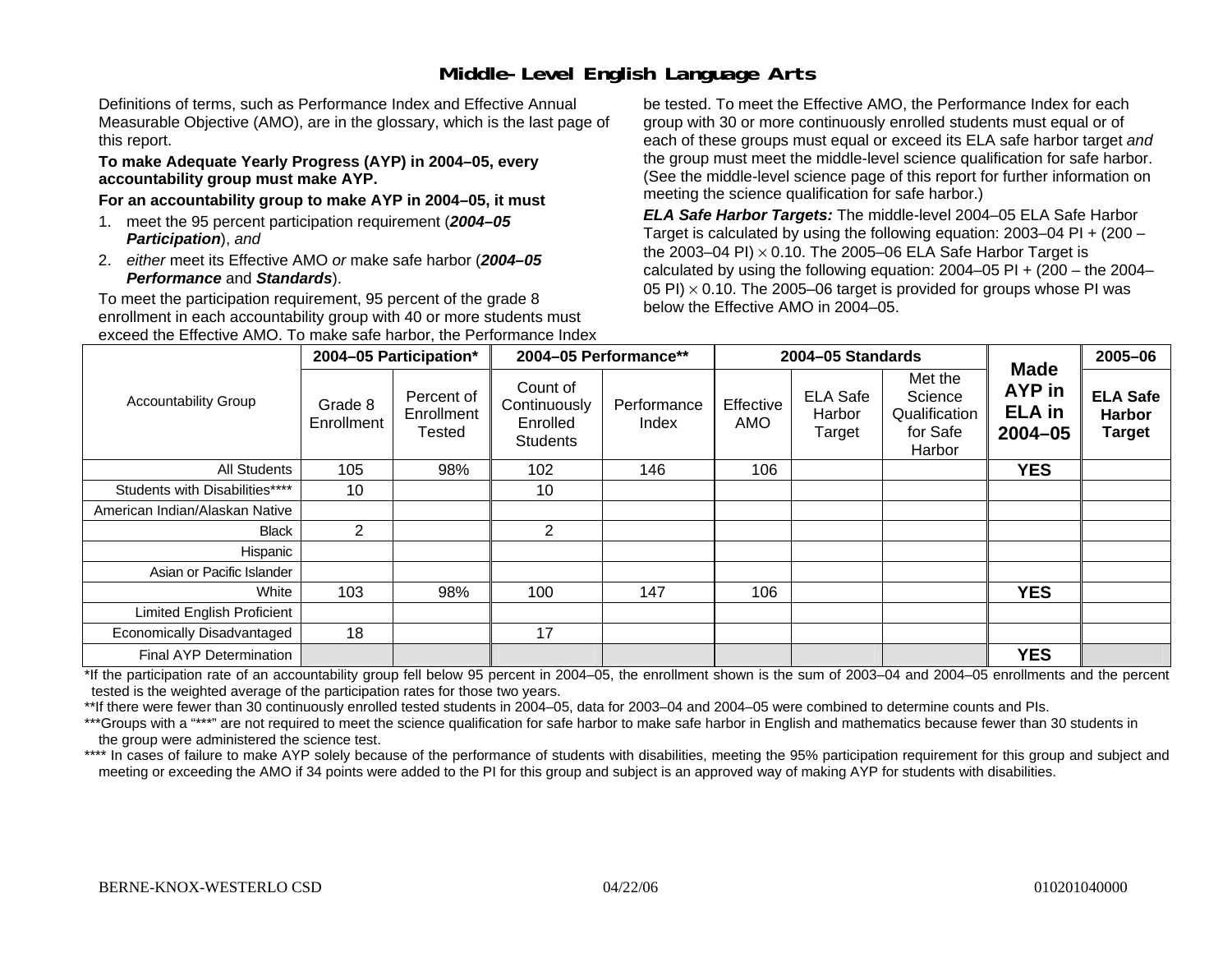# Middle-Level English Language Arts

Definitions of terms, such as Performance Index and Effective Annual Measurable Objective (AMO), are in the glossary, which is the last page of this report.

**To make Adequate Yearly Progress (AYP) in 2004–05, every accountability group must make AYP.**

**For an accountability group to make AYP in 2004–05, it must**

1. meet the 95 percent participation requirement (***2004–05 Participation***), *and*
2. *either* meet its Effective AMO *or* make safe harbor (***2004–05 Performance*** and ***Standards***).

To meet the participation requirement, 95 percent of the grade 8 enrollment in each accountability group with 40 or more students must be tested. To meet the Effective AMO, the Performance Index for each group with 30 or more continuously enrolled students must equal or exceed the Effective AMO. To make safe harbor, the Performance Index of each of these groups must equal or exceed its ELA safe harbor target *and* the group must meet the middle-level science qualification for safe harbor. (See the middle-level science page of this report for further information on meeting the science qualification for safe harbor.)

***ELA Safe Harbor Targets:*** The middle-level 2004–05 ELA Safe Harbor Target is calculated by using the following equation: 2003–04 PI + (200 – the 2003–04 PI) $\times$ 0.10. The 2005–06 ELA Safe Harbor Target is calculated by using the following equation: 2004–05 PI + (200 – the 2004–05 PI) $\times$ 0.10. The 2005–06 target is provided for groups whose PI was below the Effective AMO in 2004–05.

| Accountability Group | 2004–05 Participation* | | 2004–05 Performance** | | 2004–05 Standards | | | Made AYP in ELA in 2004–05 | 2005–06 |
|---|---|---|---|---|---|---|---|---|---|
| | Grade 8 Enrollment | Percent of Enrollment Tested | Count of Continuously Enrolled Students | Performance Index | Effective AMO | ELA Safe Harbor Target | Met the Science Qualification for Safe Harbor | | ELA Safe Harbor Target |
| All Students | 105 | 98% | 102 | 146 | 106 | | | **YES** | |
| Students with Disabilities**** | 10 | | 10 | | | | | | |
| American Indian/Alaskan Native | | | | | | | | | |
| Black | 2 | | 2 | | | | | | |
| Hispanic | | | | | | | | | |
| Asian or Pacific Islander | | | | | | | | | |
| White | 103 | 98% | 100 | 147 | 106 | | | **YES** | |
| Limited English Proficient | | | | | | | | | |
| Economically Disadvantaged | 18 | | 17 | | | | | | |
| Final AYP Determination | | | | | | | | **YES** | |

*If the participation rate of an accountability group fell below 95 percent in 2004–05, the enrollment shown is the sum of 2003–04 and 2004–05 enrollments and the percent tested is the weighted average of the participation rates for those two years.

**If there were fewer than 30 continuously enrolled tested students in 2004–05, data for 2003–04 and 2004–05 were combined to determine counts and PIs.

***Groups with a "***" are not required to meet the science qualification for safe harbor to make safe harbor in English and mathematics because fewer than 30 students in the group were administered the science test.

**** In cases of failure to make AYP solely because of the performance of students with disabilities, meeting the 95% participation requirement for this group and subject and meeting or exceeding the AMO if 34 points were added to the PI for this group and subject is an approved way of making AYP for students with disabilities.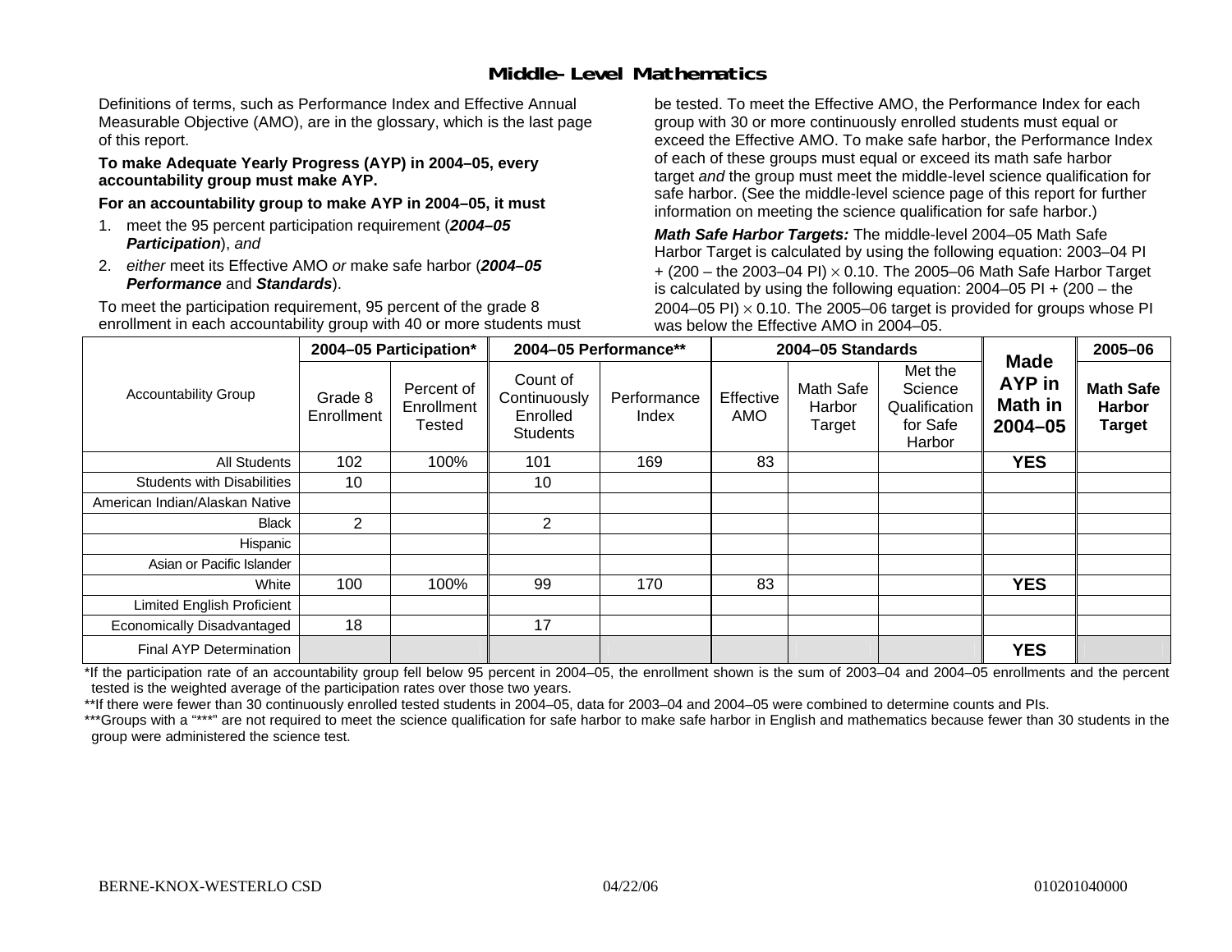## Middle-Level Mathematics

Definitions of terms, such as Performance Index and Effective Annual Measurable Objective (AMO), are in the glossary, which is the last page of this report.

**To make Adequate Yearly Progress (AYP) in 2004–05, every accountability group must make AYP.**

**For an accountability group to make AYP in 2004–05, it must**

1. meet the 95 percent participation requirement (***2004–05 Participation***), *and*
2. *either* meet its Effective AMO *or* make safe harbor (***2004–05 Performance*** and ***Standards***).

To meet the participation requirement, 95 percent of the grade 8 enrollment in each accountability group with 40 or more students must be tested. To meet the Effective AMO, the Performance Index for each group with 30 or more continuously enrolled students must equal or exceed the Effective AMO. To make safe harbor, the Performance Index of each of these groups must equal or exceed its math safe harbor target *and* the group must meet the middle-level science qualification for safe harbor. (See the middle-level science page of this report for further information on meeting the science qualification for safe harbor.)

***Math Safe Harbor Targets:*** The middle-level 2004–05 Math Safe Harbor Target is calculated by using the following equation: 2003–04 PI + (200 – the 2003–04 PI) $\times$ 0.10. The 2005–06 Math Safe Harbor Target is calculated by using the following equation: 2004–05 PI + (200 – the 2004–05 PI) $\times$ 0.10. The 2005–06 target is provided for groups whose PI was below the Effective AMO in 2004–05.

| Accountability Group | 2004–05 Participation* | | 2004–05 Performance** | | 2004–05 Standards | | | Made AYP in Math in 2004–05 | 2005–06 |
|---|---|---|---|---|---|---|---|---|---|
| | Grade 8 Enrollment | Percent of Enrollment Tested | Count of Continuously Enrolled Students | Performance Index | Effective AMO | Math Safe Harbor Target | Met the Science Qualification for Safe Harbor | | Math Safe Harbor Target |
| All Students | 102 | 100% | 101 | 169 | 83 | | | **YES** | |
| Students with Disabilities | 10 | | 10 | | | | | | |
| American Indian/Alaskan Native | | | | | | | | | |
| Black | 2 | | 2 | | | | | | |
| Hispanic | | | | | | | | | |
| Asian or Pacific Islander | | | | | | | | | |
| White | 100 | 100% | 99 | 170 | 83 | | | **YES** | |
| Limited English Proficient | | | | | | | | | |
| Economically Disadvantaged | 18 | | 17 | | | | | | |
| Final AYP Determination | | | | | | | | **YES** | |

*If the participation rate of an accountability group fell below 95 percent in 2004–05, the enrollment shown is the sum of 2003–04 and 2004–05 enrollments and the percent tested is the weighted average of the participation rates over those two years.

**If there were fewer than 30 continuously enrolled tested students in 2004–05, data for 2003–04 and 2004–05 were combined to determine counts and PIs.

***Groups with a "***" are not required to meet the science qualification for safe harbor to make safe harbor in English and mathematics because fewer than 30 students in the group were administered the science test.

BERNE-KNOX-WESTERLO CSD 04/22/06 010201040000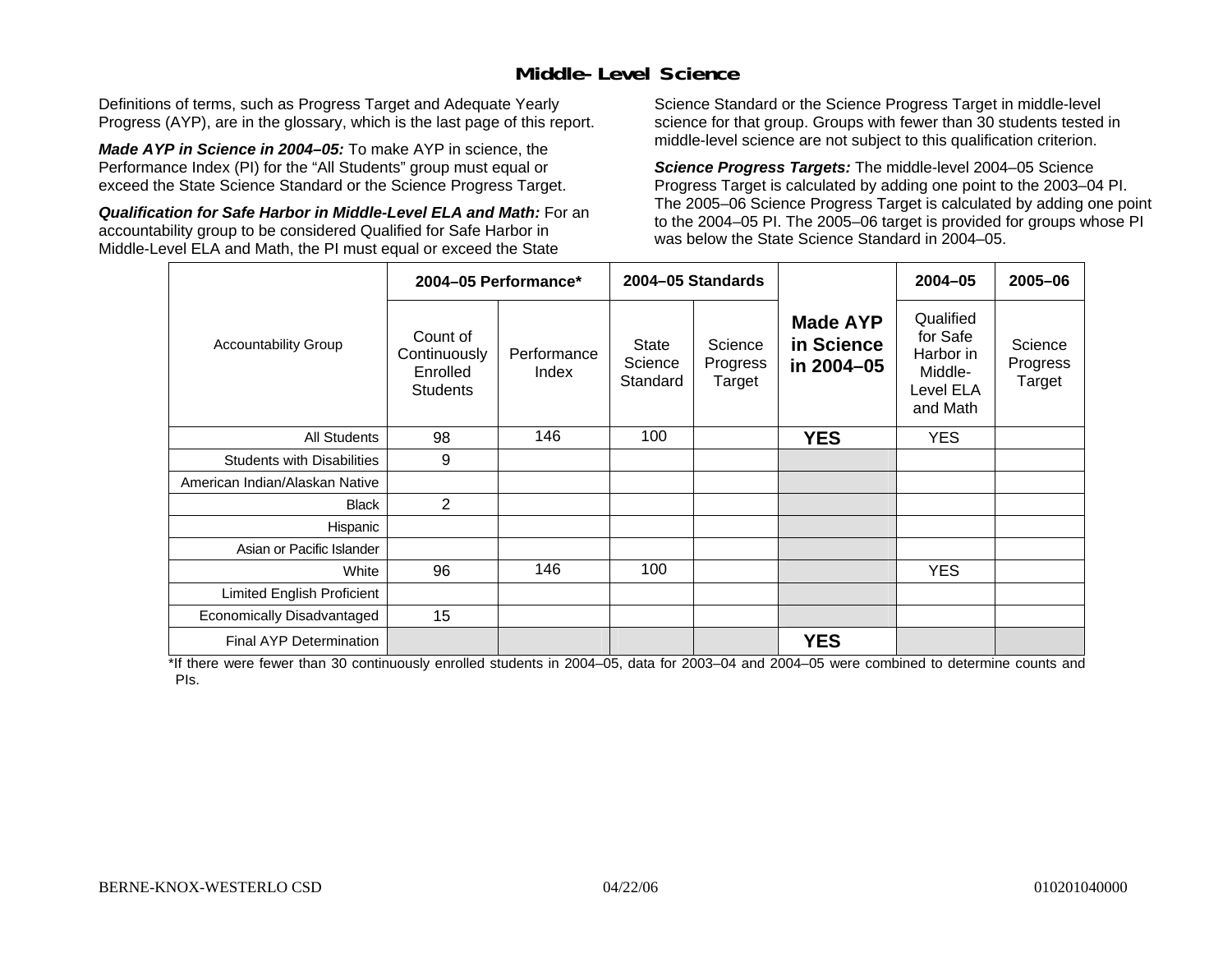## Middle-Level Science

Definitions of terms, such as Progress Target and Adequate Yearly Progress (AYP), are in the glossary, which is the last page of this report.

***Made AYP in Science in 2004–05:*** To make AYP in science, the Performance Index (PI) for the "All Students" group must equal or exceed the State Science Standard or the Science Progress Target.

***Qualification for Safe Harbor in Middle-Level ELA and Math:*** For an accountability group to be considered Qualified for Safe Harbor in Middle-Level ELA and Math, the PI must equal or exceed the State Science Standard or the Science Progress Target in middle-level science for that group. Groups with fewer than 30 students tested in middle-level science are not subject to this qualification criterion.

***Science Progress Targets:*** The middle-level 2004–05 Science Progress Target is calculated by adding one point to the 2003–04 PI. The 2005–06 Science Progress Target is calculated by adding one point to the 2004–05 PI. The 2005–06 target is provided for groups whose PI was below the State Science Standard in 2004–05.

| Accountability Group | 2004–05 Performance* | | 2004–05 Standards | | Made AYP in Science in 2004–05 | 2004–05 | 2005–06 |
|---|---|---|---|---|---|---|---|
| | Count of Continuously Enrolled Students | Performance Index | State Science Standard | Science Progress Target | | Qualified for Safe Harbor in Middle-Level ELA and Math | Science Progress Target |
| All Students | 98 | 146 | 100 | | **YES** | YES | |
| Students with Disabilities | 9 | | | | | | |
| American Indian/Alaskan Native | | | | | | | |
| Black | 2 | | | | | | |
| Hispanic | | | | | | | |
| Asian or Pacific Islander | | | | | | | |
| White | 96 | 146 | 100 | | | YES | |
| Limited English Proficient | | | | | | | |
| Economically Disadvantaged | 15 | | | | | | |
| Final AYP Determination | | | | | **YES** | | |

*If there were fewer than 30 continuously enrolled students in 2004–05, data for 2003–04 and 2004–05 were combined to determine counts and PIs.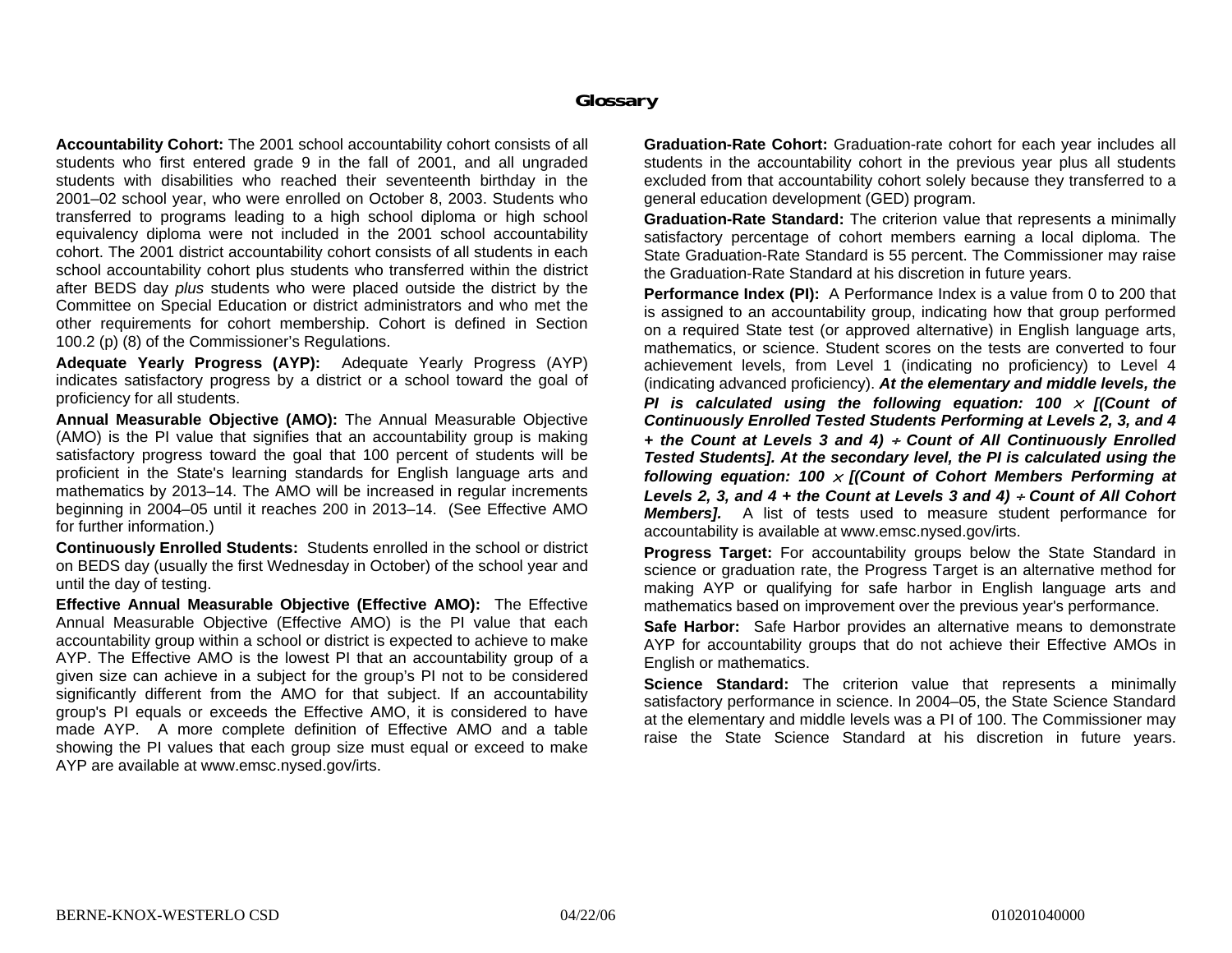## Glossary

**Accountability Cohort:** The 2001 school accountability cohort consists of all students who first entered grade 9 in the fall of 2001, and all ungraded students with disabilities who reached their seventeenth birthday in the 2001–02 school year, who were enrolled on October 8, 2003. Students who transferred to programs leading to a high school diploma or high school equivalency diploma were not included in the 2001 school accountability cohort. The 2001 district accountability cohort consists of all students in each school accountability cohort plus students who transferred within the district after BEDS day *plus* students who were placed outside the district by the Committee on Special Education or district administrators and who met the other requirements for cohort membership. Cohort is defined in Section 100.2 (p) (8) of the Commissioner's Regulations.

**Adequate Yearly Progress (AYP):** Adequate Yearly Progress (AYP) indicates satisfactory progress by a district or a school toward the goal of proficiency for all students.

**Annual Measurable Objective (AMO):** The Annual Measurable Objective (AMO) is the PI value that signifies that an accountability group is making satisfactory progress toward the goal that 100 percent of students will be proficient in the State's learning standards for English language arts and mathematics by 2013–14. The AMO will be increased in regular increments beginning in 2004–05 until it reaches 200 in 2013–14. (See Effective AMO for further information.)

**Continuously Enrolled Students:** Students enrolled in the school or district on BEDS day (usually the first Wednesday in October) of the school year and until the day of testing.

**Effective Annual Measurable Objective (Effective AMO):** The Effective Annual Measurable Objective (Effective AMO) is the PI value that each accountability group within a school or district is expected to achieve to make AYP. The Effective AMO is the lowest PI that an accountability group of a given size can achieve in a subject for the group's PI not to be considered significantly different from the AMO for that subject. If an accountability group's PI equals or exceeds the Effective AMO, it is considered to have made AYP. A more complete definition of Effective AMO and a table showing the PI values that each group size must equal or exceed to make AYP are available at www.emsc.nysed.gov/irts.

**Graduation-Rate Cohort:** Graduation-rate cohort for each year includes all students in the accountability cohort in the previous year plus all students excluded from that accountability cohort solely because they transferred to a general education development (GED) program.

**Graduation-Rate Standard:** The criterion value that represents a minimally satisfactory percentage of cohort members earning a local diploma. The State Graduation-Rate Standard is 55 percent. The Commissioner may raise the Graduation-Rate Standard at his discretion in future years.

**Performance Index (PI):** A Performance Index is a value from 0 to 200 that is assigned to an accountability group, indicating how that group performed on a required State test (or approved alternative) in English language arts, mathematics, or science. Student scores on the tests are converted to four achievement levels, from Level 1 (indicating no proficiency) to Level 4 (indicating advanced proficiency). ***At the elementary and middle levels, the PI is calculated using the following equation: 100 × [(Count of Continuously Enrolled Tested Students Performing at Levels 2, 3, and 4 + the Count at Levels 3 and 4) ÷ Count of All Continuously Enrolled Tested Students]. At the secondary level, the PI is calculated using the following equation: 100 × [(Count of Cohort Members Performing at Levels 2, 3, and 4 + the Count at Levels 3 and 4) ÷ Count of All Cohort Members].*** A list of tests used to measure student performance for accountability is available at www.emsc.nysed.gov/irts.

**Progress Target:** For accountability groups below the State Standard in science or graduation rate, the Progress Target is an alternative method for making AYP or qualifying for safe harbor in English language arts and mathematics based on improvement over the previous year's performance.

**Safe Harbor:** Safe Harbor provides an alternative means to demonstrate AYP for accountability groups that do not achieve their Effective AMOs in English or mathematics.

**Science Standard:** The criterion value that represents a minimally satisfactory performance in science. In 2004–05, the State Science Standard at the elementary and middle levels was a PI of 100. The Commissioner may raise the State Science Standard at his discretion in future years.